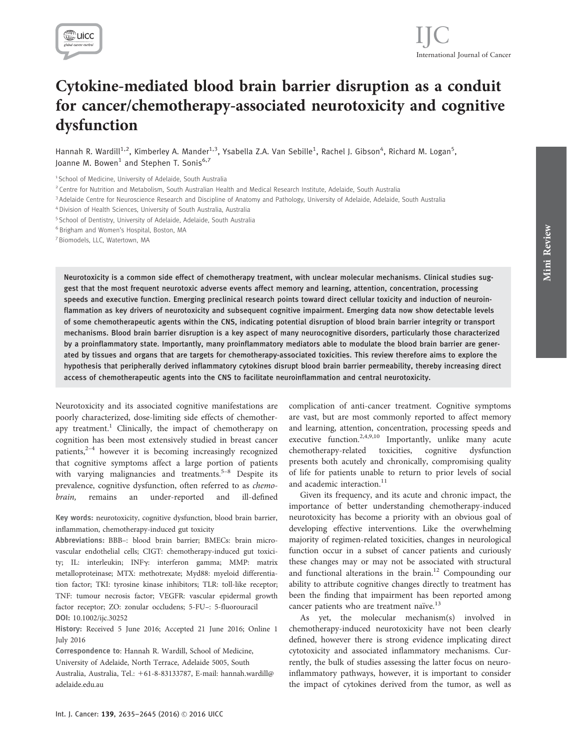# Cytokine-mediated blood brain barrier disruption as a conduit for cancer/chemotherapy-associated neurotoxicity and cognitive dysfunction

Hannah R. Wardill[1,2], Kimberley A. Mander[1,3], Ysabella Z.A. Van Sebille[1], Rachel J. Gibson[4], Richard M. Logan[5], Joanne M. Bowen[1] and Stephen T. Sonis[6,7]

[1] School of Medicine, University of Adelaide, South Australia
[2] Centre for Nutrition and Metabolism, South Australian Health and Medical Research Institute, Adelaide, South Australia
[3] Adelaide Centre for Neuroscience Research and Discipline of Anatomy and Pathology, University of Adelaide, Adelaide, South Australia
[4] Division of Health Sciences, University of South Australia, Australia
[5] School of Dentistry, University of Adelaide, Adelaide, South Australia
[6] Brigham and Women's Hospital, Boston, MA
[7] Biomodels, LLC, Watertown, MA

**Neurotoxicity is a common side effect of chemotherapy treatment, with unclear molecular mechanisms. Clinical studies suggest that the most frequent neurotoxic adverse events affect memory and learning, attention, concentration, processing speeds and executive function. Emerging preclinical research points toward direct cellular toxicity and induction of neuroinflammation as key drivers of neurotoxicity and subsequent cognitive impairment. Emerging data now show detectable levels of some chemotherapeutic agents within the CNS, indicating potential disruption of blood brain barrier integrity or transport mechanisms. Blood brain barrier disruption is a key aspect of many neurocognitive disorders, particularly those characterized by a proinflammatory state. Importantly, many proinflammatory mediators able to modulate the blood brain barrier are generated by tissues and organs that are targets for chemotherapy-associated toxicities. This review therefore aims to explore the hypothesis that peripherally derived inflammatory cytokines disrupt blood brain barrier permeability, thereby increasing direct access of chemotherapeutic agents into the CNS to facilitate neuroinflammation and central neurotoxicity.**

Neurotoxicity and its associated cognitive manifestations are poorly characterized, dose-limiting side effects of chemotherapy treatment.[1] Clinically, the impact of chemotherapy on cognition has been most extensively studied in breast cancer patients,[2–4] however it is becoming increasingly recognized that cognitive symptoms affect a large portion of patients with varying malignancies and treatments.[5–8] Despite its prevalence, cognitive dysfunction, often referred to as *chemo-brain,* remains an under-reported and ill-defined complication of anti-cancer treatment. Cognitive symptoms are vast, but are most commonly reported to affect memory and learning, attention, concentration, processing speeds and executive function.[2,4,9,10] Importantly, unlike many acute chemotherapy-related toxicities, cognitive dysfunction presents both acutely and chronically, compromising quality of life for patients unable to return to prior levels of social and academic interaction.[11]

**Key words:** neurotoxicity, cognitive dysfunction, blood brain barrier, inflammation, chemotherapy-induced gut toxicity

**Abbreviations:** BBB–: blood brain barrier; BMECs: brain microvascular endothelial cells; CIGT: chemotherapy-induced gut toxicity; IL: interleukin; INFγ: interferon gamma; MMP: matrix metalloproteinase; MTX: methotrexate; Myd88: myeloid differentiation factor; TKI: tyrosine kinase inhibitors; TLR: toll-like receptor; TNF: tumour necrosis factor; VEGFR: vascular epidermal growth factor receptor; ZO: zonular occludens; 5-FU–: 5-fluorouracil

**DOI:** 10.1002/ijc.30252

**History:** Received 5 June 2016; Accepted 21 June 2016; Online 1 July 2016

**Correspondence to**: Hannah R. Wardill, School of Medicine, University of Adelaide, North Terrace, Adelaide 5005, South Australia, Australia, Tel.: +61-8-83133787, E-mail: hannah.wardill@adelaide.edu.au

Given its frequency, and its acute and chronic impact, the importance of better understanding chemotherapy-induced neurotoxicity has become a priority with an obvious goal of developing effective interventions. Like the overwhelming majority of regimen-related toxicities, changes in neurological function occur in a subset of cancer patients and curiously these changes may or may not be associated with structural and functional alterations in the brain.[12] Compounding our ability to attribute cognitive changes directly to treatment has been the finding that impairment has been reported among cancer patients who are treatment naïve.[13]

As yet, the molecular mechanism(s) involved in chemotherapy-induced neurotoxicity have not been clearly defined, however there is strong evidence implicating direct cytotoxicity and associated inflammatory mechanisms. Currently, the bulk of studies assessing the latter focus on neuroinflammatory pathways, however, it is important to consider the impact of cytokines derived from the tumor, as well as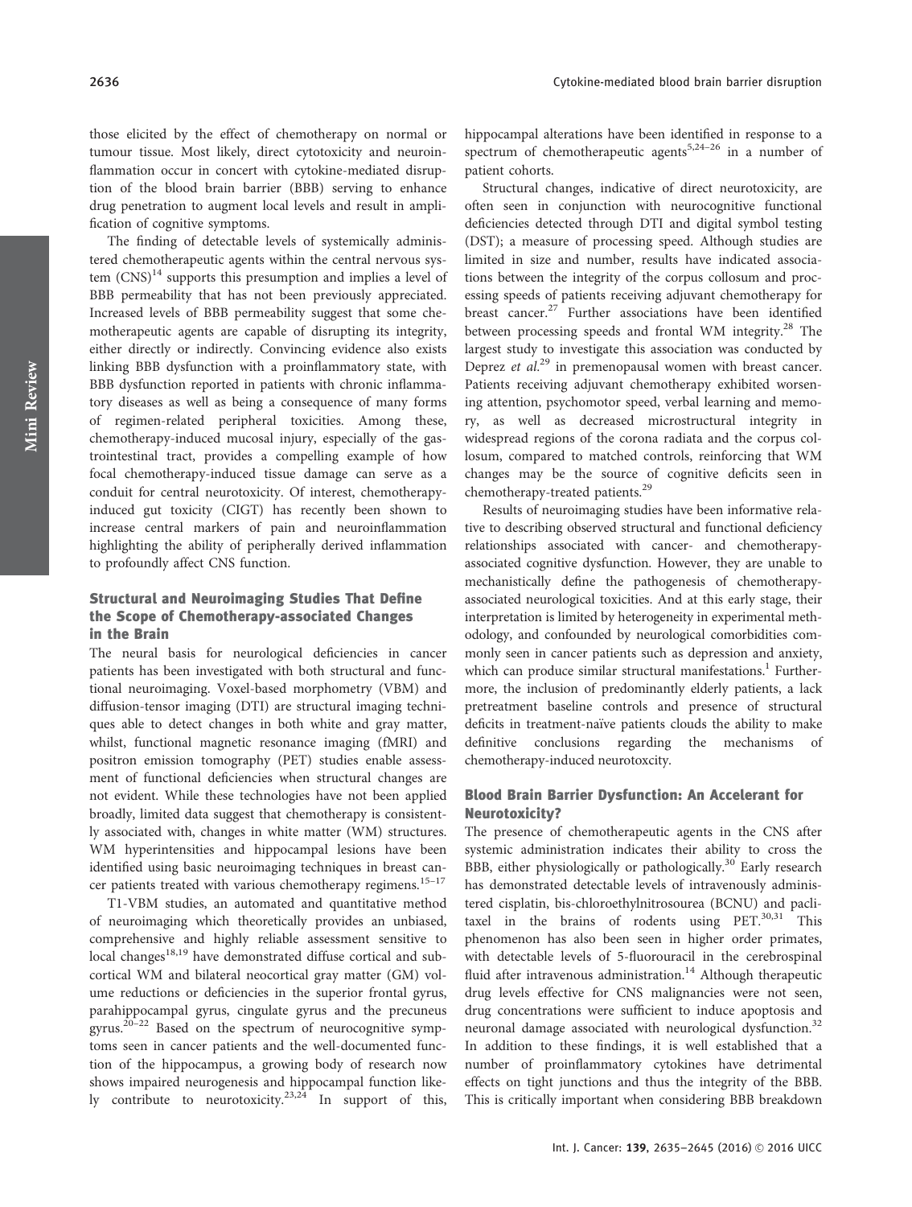those elicited by the effect of chemotherapy on normal or tumour tissue. Most likely, direct cytotoxicity and neuroinflammation occur in concert with cytokine-mediated disruption of the blood brain barrier (BBB) serving to enhance drug penetration to augment local levels and result in amplification of cognitive symptoms.

The finding of detectable levels of systemically administered chemotherapeutic agents within the central nervous system (CNS)[14] supports this presumption and implies a level of BBB permeability that has not been previously appreciated. Increased levels of BBB permeability suggest that some chemotherapeutic agents are capable of disrupting its integrity, either directly or indirectly. Convincing evidence also exists linking BBB dysfunction with a proinflammatory state, with BBB dysfunction reported in patients with chronic inflammatory diseases as well as being a consequence of many forms of regimen-related peripheral toxicities. Among these, chemotherapy-induced mucosal injury, especially of the gastrointestinal tract, provides a compelling example of how focal chemotherapy-induced tissue damage can serve as a conduit for central neurotoxicity. Of interest, chemotherapy-induced gut toxicity (CIGT) has recently been shown to increase central markers of pain and neuroinflammation highlighting the ability of peripherally derived inflammation to profoundly affect CNS function.

## Structural and Neuroimaging Studies That Define the Scope of Chemotherapy-associated Changes in the Brain

The neural basis for neurological deficiencies in cancer patients has been investigated with both structural and functional neuroimaging. Voxel-based morphometry (VBM) and diffusion-tensor imaging (DTI) are structural imaging techniques able to detect changes in both white and gray matter, whilst, functional magnetic resonance imaging (fMRI) and positron emission tomography (PET) studies enable assessment of functional deficiencies when structural changes are not evident. While these technologies have not been applied broadly, limited data suggest that chemotherapy is consistently associated with, changes in white matter (WM) structures. WM hyperintensities and hippocampal lesions have been identified using basic neuroimaging techniques in breast cancer patients treated with various chemotherapy regimens.[15–17]

T1-VBM studies, an automated and quantitative method of neuroimaging which theoretically provides an unbiased, comprehensive and highly reliable assessment sensitive to local changes[18,19] have demonstrated diffuse cortical and subcortical WM and bilateral neocortical gray matter (GM) volume reductions or deficiencies in the superior frontal gyrus, parahippocampal gyrus, cingulate gyrus and the precuneus gyrus.[20–22] Based on the spectrum of neurocognitive symptoms seen in cancer patients and the well-documented function of the hippocampus, a growing body of research now shows impaired neurogenesis and hippocampal function likely contribute to neurotoxicity.[23,24] In support of this, hippocampal alterations have been identified in response to a spectrum of chemotherapeutic agents[5,24–26] in a number of patient cohorts.

Structural changes, indicative of direct neurotoxicity, are often seen in conjunction with neurocognitive functional deficiencies detected through DTI and digital symbol testing (DST); a measure of processing speed. Although studies are limited in size and number, results have indicated associations between the integrity of the corpus collosum and processing speeds of patients receiving adjuvant chemotherapy for breast cancer.[27] Further associations have been identified between processing speeds and frontal WM integrity.[28] The largest study to investigate this association was conducted by Deprez *et al.*[29] in premenopausal women with breast cancer. Patients receiving adjuvant chemotherapy exhibited worsening attention, psychomotor speed, verbal learning and memory, as well as decreased microstructural integrity in widespread regions of the corona radiata and the corpus collosum, compared to matched controls, reinforcing that WM changes may be the source of cognitive deficits seen in chemotherapy-treated patients.[29]

Results of neuroimaging studies have been informative relative to describing observed structural and functional deficiency relationships associated with cancer- and chemotherapy-associated cognitive dysfunction. However, they are unable to mechanistically define the pathogenesis of chemotherapy-associated neurological toxicities. And at this early stage, their interpretation is limited by heterogeneity in experimental methodology, and confounded by neurological comorbidities commonly seen in cancer patients such as depression and anxiety, which can produce similar structural manifestations.[1] Furthermore, the inclusion of predominantly elderly patients, a lack pretreatment baseline controls and presence of structural deficits in treatment-naïve patients clouds the ability to make definitive conclusions regarding the mechanisms of chemotherapy-induced neurotoxcity.

## Blood Brain Barrier Dysfunction: An Accelerant for Neurotoxicity?

The presence of chemotherapeutic agents in the CNS after systemic administration indicates their ability to cross the BBB, either physiologically or pathologically.[30] Early research has demonstrated detectable levels of intravenously administered cisplatin, bis-chloroethylnitrosourea (BCNU) and paclitaxel in the brains of rodents using PET.[30,31] This phenomenon has also been seen in higher order primates, with detectable levels of 5-fluorouracil in the cerebrospinal fluid after intravenous administration.[14] Although therapeutic drug levels effective for CNS malignancies were not seen, drug concentrations were sufficient to induce apoptosis and neuronal damage associated with neurological dysfunction.[32] In addition to these findings, it is well established that a number of proinflammatory cytokines have detrimental effects on tight junctions and thus the integrity of the BBB. This is critically important when considering BBB breakdown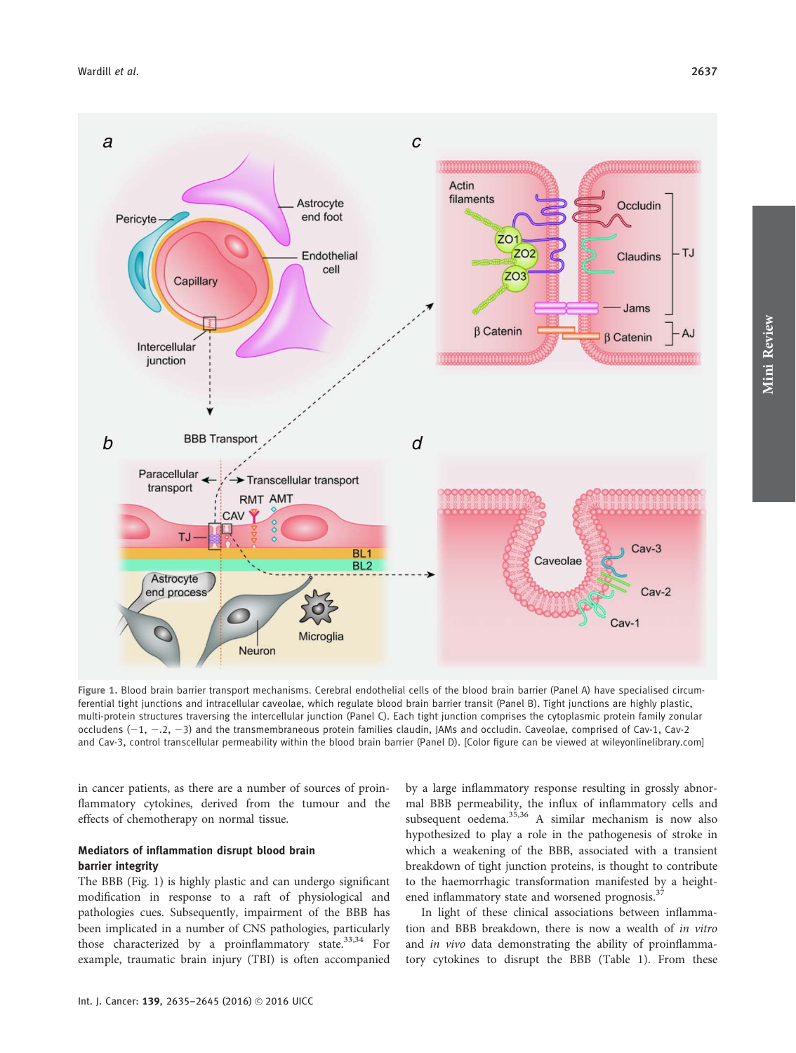Figure 1. Blood brain barrier transport mechanisms. Cerebral endothelial cells of the blood brain barrier (Panel A) have specialised circumferential tight junctions and intracellular caveolae, which regulate blood brain barrier transit (Panel B). Tight junctions are highly plastic, multi-protein structures traversing the intercellular junction (Panel C). Each tight junction comprises the cytoplasmic protein family zonular occludens (−1, −.2, −3) and the transmembraneous protein families claudin, JAMs and occludin. Caveolae, comprised of Cav-1, Cav-2 and Cav-3, control transcellular permeability within the blood brain barrier (Panel D). [Color figure can be viewed at wileyonlinelibrary.com]

in cancer patients, as there are a number of sources of proinflammatory cytokines, derived from the tumour and the effects of chemotherapy on normal tissue.

### Mediators of inflammation disrupt blood brain barrier integrity

The BBB (Fig. 1) is highly plastic and can undergo significant modification in response to a raft of physiological and pathologies cues. Subsequently, impairment of the BBB has been implicated in a number of CNS pathologies, particularly those characterized by a proinflammatory state.[33,34] For example, traumatic brain injury (TBI) is often accompanied by a large inflammatory response resulting in grossly abnormal BBB permeability, the influx of inflammatory cells and subsequent oedema.[35,36] A similar mechanism is now also hypothesized to play a role in the pathogenesis of stroke in which a weakening of the BBB, associated with a transient breakdown of tight junction proteins, is thought to contribute to the haemorrhagic transformation manifested by a heightened inflammatory state and worsened prognosis.[37]

In light of these clinical associations between inflammation and BBB breakdown, there is now a wealth of *in vitro* and *in vivo* data demonstrating the ability of proinflammatory cytokines to disrupt the BBB (Table 1). From these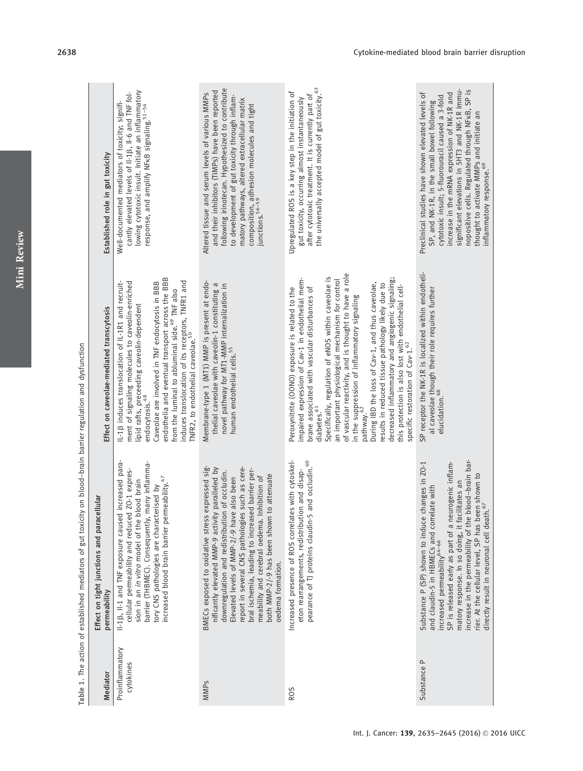Table 1. The action of established mediators of gut toxicity on blood–brain barrier regulation and dysfunction

| Mediator | Effect on tight junctions and paracellular permeability | Effect on caveolae-mediated transcytosis | Established role in gut toxicity |
|---|---|---|---|
| Proinflammatory cytokines | Il-1β, Il-1 and TNF exposure caused increased paracellular permeability and reduced ZO-1 expression in an *in vitro* model of the blood brain barrier (THBMEC). Consequently, many inflammatory CNS pathologies are characterised by increased blood brain barrier permeability.[47] | IL-1β induces translocation of IL-1R1 and recruitment of signaling molecules to caveolin-enriched lipid rafts, preceeding caveolin-dependent endocytosis.[48] Caveolae are involved in TNF endocytosis in BBB endothelia and eventual transport across the BBB from the luminal to abluminal side.[49] TNF also induces translocation of its receptors, TNFR1 and TNFR2, to endothelial caveolae.[50] | Well-documented mediators of toxicity; significantly elevated levels of Il-1β, Il-6 and TNF following cytotoxic insult. Initiate an inflammatory response, and amplify NFκB signaling.[51–54] |
| MMPs | BMECs exposed to oxidative stress expressed significantly elevated MMP-9 activity paralleled by downregulation and redistribution of occludin. Elevated levels of MMP-2/-9 have also been report in several CNS pathologies such as cerebral ischemia, leading to increased barrier permeability and cerebral oedema. Inhibition of both MMP-2/-9 has been shown to attenuate oedema formation. | Membrane-type 1 (MT1) MMP is present at endothelial caveolae with caveolin-1 constituting a novel pathway for MT1-MMP internalization in human endothelial cells.[55] | Altered tissue and serum levels of various MMPs and their inhibitors (TIMPs) have been reported following irinotecan. Hypothesized to contribute to development of gut toxicity through inflammatory pathways, altered extracellular matrix composition, adhesion molecules and tight junctions.[56–59] |
| ROS | Increased presence of ROS correlates with cytoskeleton rearrangements, redistribution and disappearance of TJ proteins claudin-5 and occludin.[60] | Peroxynitrite (OONO) exposure is related to the impaired expression of Cav-1 in endothelial membrane associated with vascular disturbances of diabetes.[61] Specifically, regulation of eNOS within caveolae is an important physiological mechanism for control of vascular reactivity, and is thought to have a role in the suppression of inflammatory signaling pathway.[62] During IBD the loss of Cav-1, and thus caveolae, results in reduced tissue pathology likely due to decreased inflammatory and angiogenic signaling; this protection is also lost with endothelial cell-specific restoration of Cav-1.[62] | Upregulated ROS is a key step in the initiation of gut toxicity, occurring almost instantaneously after cytotoxic treatment. It is currently part of the universally accepted model of gut toxicity.[63] |
| Substance P | Substance P (SP) shown to induce changes in ZO-1 and claudin-5 in HBMECs and correlate with increased permeability[64–66] SP is released early as part of a neurogenic inflammatory response. In so doing, it facilitates an increase in the permeability of the blood–brain barrier. At the cellular level, SP has been shown to directly result in neuronal cell death.[67] | SP receptor the NK-1R is localized within endothelial caveolae though their role requires further elucidation.[68] | Preclinical studies have shown elevated levels of SP, and NK-1R, in the small bowel following cytotoxic insult; 5-fluorouracil caused a 3-fold increase in the mRNA expression of NK-1R and significant elevations in 5HT3 and NK-1R immunopositive cells. Regulated through NFκB, SP is thought to activate MMPs and initiate an inflammatory response.[69] |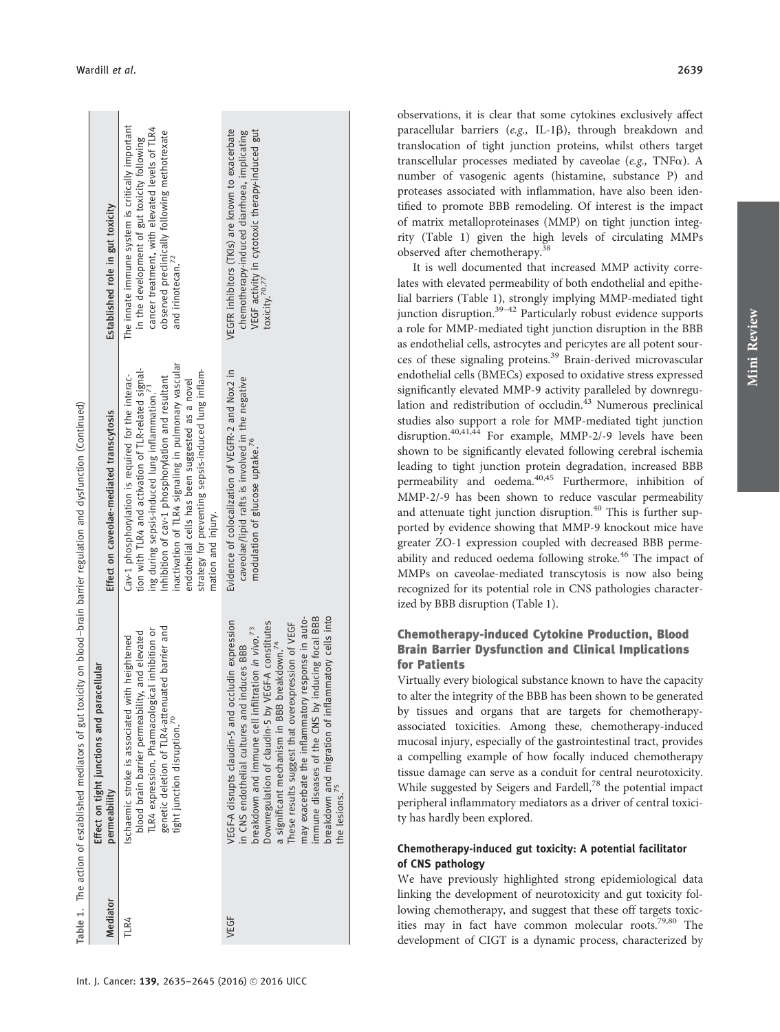Table 1. The action of established mediators of gut toxicity on blood–brain barrier regulation and dysfunction (Continued)

| Mediator | Effect on tight junctions and paracellular permeability | Effect on caveolae-mediated transcytosis | Established role in gut toxicity |
|---|---|---|---|
| TLR4 | Ischaemic stroke is associated with heightened blood brain barrier permeability, and elevated TLR4 expression. Pharmacological inhibition or genetic deletion of TLR4-attenuated barrier and tight junction disruption.[70] | Cav-1 phosphorylation is required for the interaction with TLR4 and activation of TLR-related signaling during sepsis-induced lung inflammation.[71] Inhibition of cav-1 phosphorylation and resultant inactivation of TLR4 signaling in pulmonary vascular endothelial cells has been suggested as a novel strategy for preventing sepsis-induced lung inflammation and injury. | The innate immune system is critically important in the development of gut toxicity following cancer treatment, with elevated levels of TLR4 observed preclinically following methotrexate and irinotecan.[72] |
| VEGF | VEGF-A disrupts claudin-5 and occludin expression in CNS endothelial cultures and induces BBB breakdown and immune cell infiltration *in vivo*.[73] Downregulation of claudin-5 by VEGF-A constitutes a significant mechanism in BBB breakdown.[74] These results suggest that overexpression of VEGF may exacerbate the inflammatory response in autoimmune diseases of the CNS by inducing focal BBB breakdown and migration of inflammatory cells into the lesions.[75] | Evidence of colocalization of VEGFR-2 and Nox2 in caveolae/lipid rafts is involved in the negative modulation of glucose uptake.[76] | VEGFR inhibitors (TKIs) are known to exacerbate chemotherapy-induced diarrhoea, implicating VEGF activity in cytotoxic therapy-induced gut toxicity.[70,77] |

observations, it is clear that some cytokines exclusively affect paracellular barriers (*e.g.,* IL-1β), through breakdown and translocation of tight junction proteins, whilst others target transcellular processes mediated by caveolae (*e.g.,* TNFα). A number of vasogenic agents (histamine, substance P) and proteases associated with inflammation, have also been identified to promote BBB remodeling. Of interest is the impact of matrix metalloproteinases (MMP) on tight junction integrity (Table 1) given the high levels of circulating MMPs observed after chemotherapy.[38]

It is well documented that increased MMP activity correlates with elevated permeability of both endothelial and epithelial barriers (Table 1), strongly implying MMP-mediated tight junction disruption.[39–42] Particularly robust evidence supports a role for MMP-mediated tight junction disruption in the BBB as endothelial cells, astrocytes and pericytes are all potent sources of these signaling proteins.[39] Brain-derived microvascular endothelial cells (BMECs) exposed to oxidative stress expressed significantly elevated MMP-9 activity paralleled by downregulation and redistribution of occludin.[43] Numerous preclinical studies also support a role for MMP-mediated tight junction disruption.[40,41,44] For example, MMP-2/-9 levels have been shown to be significantly elevated following cerebral ischemia leading to tight junction protein degradation, increased BBB permeability and oedema.[40,45] Furthermore, inhibition of MMP-2/-9 has been shown to reduce vascular permeability and attenuate tight junction disruption.[40] This is further supported by evidence showing that MMP-9 knockout mice have greater ZO-1 expression coupled with decreased BBB permeability and reduced oedema following stroke.[46] The impact of MMPs on caveolae-mediated transcytosis is now also being recognized for its potential role in CNS pathologies characterized by BBB disruption (Table 1).

## Chemotherapy-induced Cytokine Production, Blood Brain Barrier Dysfunction and Clinical Implications for Patients

Virtually every biological substance known to have the capacity to alter the integrity of the BBB has been shown to be generated by tissues and organs that are targets for chemotherapy-associated toxicities. Among these, chemotherapy-induced mucosal injury, especially of the gastrointestinal tract, provides a compelling example of how focally induced chemotherapy tissue damage can serve as a conduit for central neurotoxicity. While suggested by Seigers and Fardell,[78] the potential impact peripheral inflammatory mediators as a driver of central toxicity has hardly been explored.

### Chemotherapy-induced gut toxicity: A potential facilitator of CNS pathology

We have previously highlighted strong epidemiological data linking the development of neurotoxicity and gut toxicity following chemotherapy, and suggest that these off targets toxicities may in fact have common molecular roots.[79,80] The development of CIGT is a dynamic process, characterized by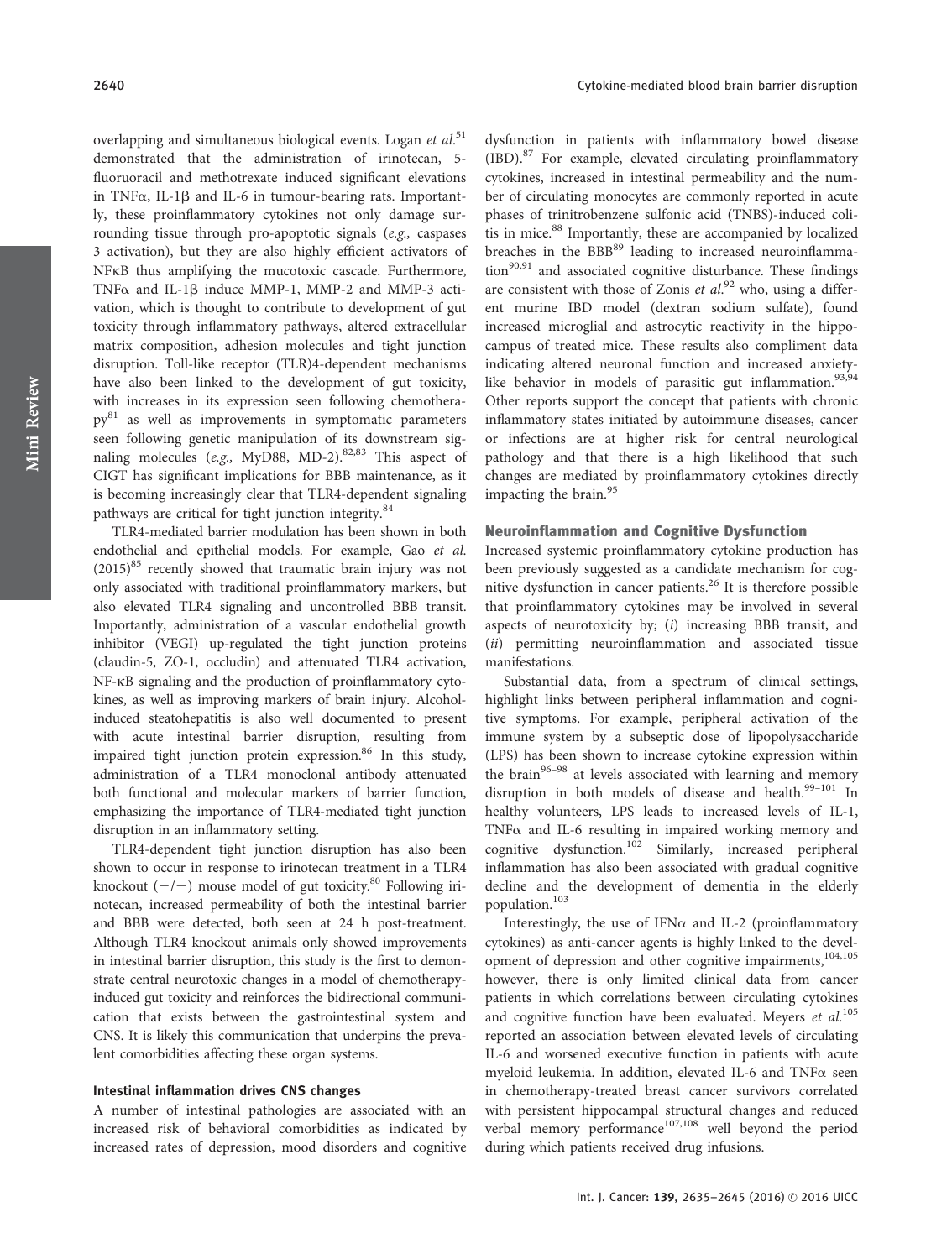overlapping and simultaneous biological events. Logan *et al.*[51] demonstrated that the administration of irinotecan, 5-fluoruoracil and methotrexate induced significant elevations in TNFα, IL-1β and IL-6 in tumour-bearing rats. Importantly, these proinflammatory cytokines not only damage surrounding tissue through pro-apoptotic signals (*e.g.,* caspases 3 activation), but they are also highly efficient activators of NFκB thus amplifying the mucotoxic cascade. Furthermore, TNFα and IL-1β induce MMP-1, MMP-2 and MMP-3 activation, which is thought to contribute to development of gut toxicity through inflammatory pathways, altered extracellular matrix composition, adhesion molecules and tight junction disruption. Toll-like receptor (TLR)4-dependent mechanisms have also been linked to the development of gut toxicity, with increases in its expression seen following chemotherapy[81] as well as improvements in symptomatic parameters seen following genetic manipulation of its downstream signaling molecules (*e.g.,* MyD88, MD-2).[82,83] This aspect of CIGT has significant implications for BBB maintenance, as it is becoming increasingly clear that TLR4-dependent signaling pathways are critical for tight junction integrity.[84]

TLR4-mediated barrier modulation has been shown in both endothelial and epithelial models. For example, Gao *et al.* (2015)[85] recently showed that traumatic brain injury was not only associated with traditional proinflammatory markers, but also elevated TLR4 signaling and uncontrolled BBB transit. Importantly, administration of a vascular endothelial growth inhibitor (VEGI) up-regulated the tight junction proteins (claudin-5, ZO-1, occludin) and attenuated TLR4 activation, NF-κB signaling and the production of proinflammatory cytokines, as well as improving markers of brain injury. Alcohol-induced steatohepatitis is also well documented to present with acute intestinal barrier disruption, resulting from impaired tight junction protein expression.[86] In this study, administration of a TLR4 monoclonal antibody attenuated both functional and molecular markers of barrier function, emphasizing the importance of TLR4-mediated tight junction disruption in an inflammatory setting.

TLR4-dependent tight junction disruption has also been shown to occur in response to irinotecan treatment in a TLR4 knockout (−/−) mouse model of gut toxicity.[80] Following irinotecan, increased permeability of both the intestinal barrier and BBB were detected, both seen at 24 h post-treatment. Although TLR4 knockout animals only showed improvements in intestinal barrier disruption, this study is the first to demonstrate central neurotoxic changes in a model of chemotherapy-induced gut toxicity and reinforces the bidirectional communication that exists between the gastrointestinal system and CNS. It is likely this communication that underpins the prevalent comorbidities affecting these organ systems.

### Intestinal inflammation drives CNS changes

A number of intestinal pathologies are associated with an increased risk of behavioral comorbidities as indicated by increased rates of depression, mood disorders and cognitive dysfunction in patients with inflammatory bowel disease (IBD).[87] For example, elevated circulating proinflammatory cytokines, increased in intestinal permeability and the number of circulating monocytes are commonly reported in acute phases of trinitrobenzene sulfonic acid (TNBS)-induced colitis in mice.[88] Importantly, these are accompanied by localized breaches in the BBB[89] leading to increased neuroinflammation[90,91] and associated cognitive disturbance. These findings are consistent with those of Zonis *et al.*[92] who, using a different murine IBD model (dextran sodium sulfate), found increased microglial and astrocytic reactivity in the hippocampus of treated mice. These results also compliment data indicating altered neuronal function and increased anxiety-like behavior in models of parasitic gut inflammation.[93,94] Other reports support the concept that patients with chronic inflammatory states initiated by autoimmune diseases, cancer or infections are at higher risk for central neurological pathology and that there is a high likelihood that such changes are mediated by proinflammatory cytokines directly impacting the brain.[95]

## Neuroinflammation and Cognitive Dysfunction

Increased systemic proinflammatory cytokine production has been previously suggested as a candidate mechanism for cognitive dysfunction in cancer patients.[26] It is therefore possible that proinflammatory cytokines may be involved in several aspects of neurotoxicity by; (*i*) increasing BBB transit, and (*ii*) permitting neuroinflammation and associated tissue manifestations.

Substantial data, from a spectrum of clinical settings, highlight links between peripheral inflammation and cognitive symptoms. For example, peripheral activation of the immune system by a subseptic dose of lipopolysaccharide (LPS) has been shown to increase cytokine expression within the brain[96–98] at levels associated with learning and memory disruption in both models of disease and health.[99–101] In healthy volunteers, LPS leads to increased levels of IL-1, TNFα and IL-6 resulting in impaired working memory and cognitive dysfunction.[102] Similarly, increased peripheral inflammation has also been associated with gradual cognitive decline and the development of dementia in the elderly population.[103]

Interestingly, the use of IFNα and IL-2 (proinflammatory cytokines) as anti-cancer agents is highly linked to the development of depression and other cognitive impairments,[104,105] however, there is only limited clinical data from cancer patients in which correlations between circulating cytokines and cognitive function have been evaluated. Meyers *et al.*[105] reported an association between elevated levels of circulating IL-6 and worsened executive function in patients with acute myeloid leukemia. In addition, elevated IL-6 and TNFα seen in chemotherapy-treated breast cancer survivors correlated with persistent hippocampal structural changes and reduced verbal memory performance[107,108] well beyond the period during which patients received drug infusions.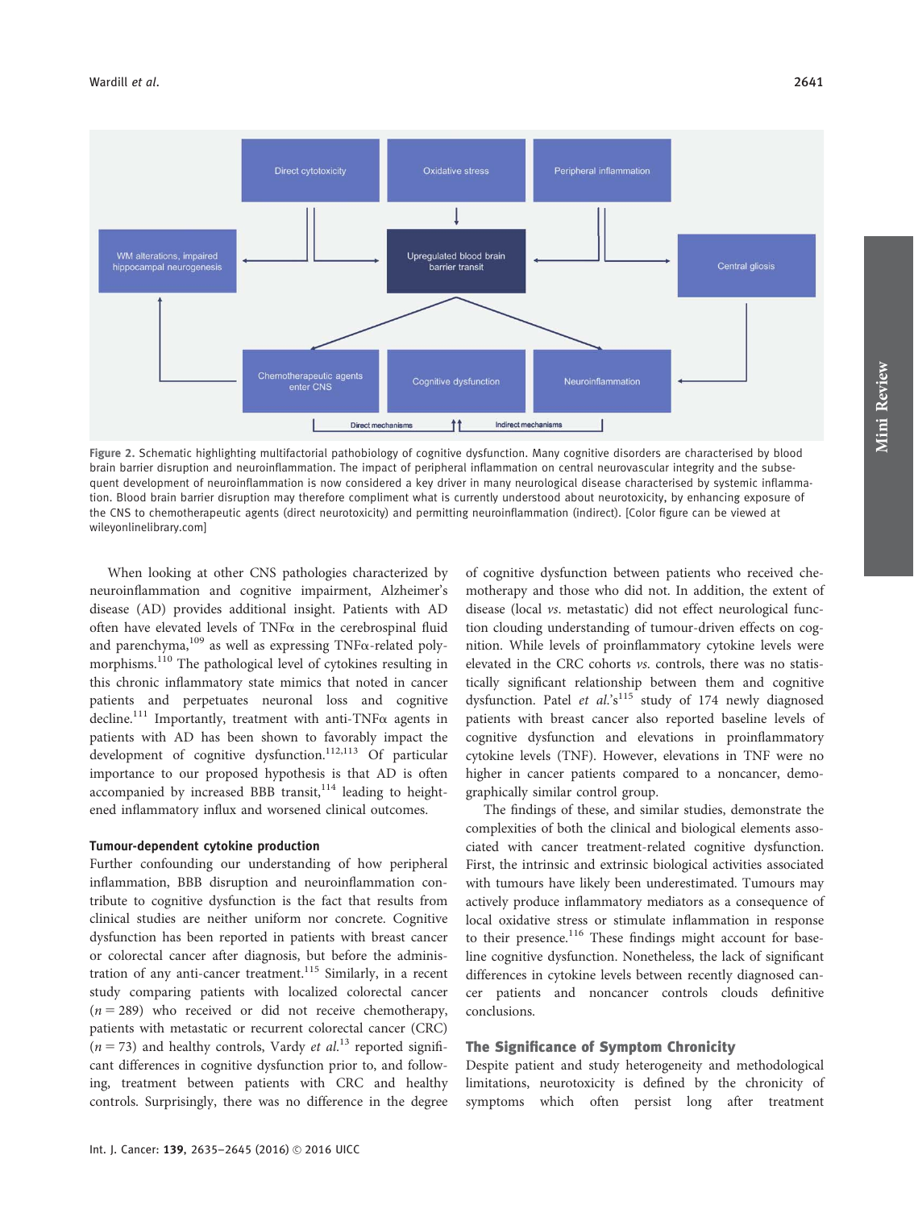Figure 2. Schematic highlighting multifactorial pathobiology of cognitive dysfunction. Many cognitive disorders are characterised by blood brain barrier disruption and neuroinflammation. The impact of peripheral inflammation on central neurovascular integrity and the subsequent development of neuroinflammation is now considered a key driver in many neurological disease characterised by systemic inflammation. Blood brain barrier disruption may therefore compliment what is currently understood about neurotoxicity, by enhancing exposure of the CNS to chemotherapeutic agents (direct neurotoxicity) and permitting neuroinflammation (indirect). [Color figure can be viewed at wileyonlinelibrary.com]

When looking at other CNS pathologies characterized by neuroinflammation and cognitive impairment, Alzheimer's disease (AD) provides additional insight. Patients with AD often have elevated levels of TNFα in the cerebrospinal fluid and parenchyma,[109] as well as expressing TNFα-related polymorphisms.[110] The pathological level of cytokines resulting in this chronic inflammatory state mimics that noted in cancer patients and perpetuates neuronal loss and cognitive decline.[111] Importantly, treatment with anti-TNFα agents in patients with AD has been shown to favorably impact the development of cognitive dysfunction.[112,113] Of particular importance to our proposed hypothesis is that AD is often accompanied by increased BBB transit,[114] leading to heightened inflammatory influx and worsened clinical outcomes.

### Tumour-dependent cytokine production

Further confounding our understanding of how peripheral inflammation, BBB disruption and neuroinflammation contribute to cognitive dysfunction is the fact that results from clinical studies are neither uniform nor concrete. Cognitive dysfunction has been reported in patients with breast cancer or colorectal cancer after diagnosis, but before the administration of any anti-cancer treatment.[115] Similarly, in a recent study comparing patients with localized colorectal cancer ($n = 289$) who received or did not receive chemotherapy, patients with metastatic or recurrent colorectal cancer (CRC) ($n = 73$) and healthy controls, Vardy *et al.*[13] reported significant differences in cognitive dysfunction prior to, and following, treatment between patients with CRC and healthy controls. Surprisingly, there was no difference in the degree of cognitive dysfunction between patients who received chemotherapy and those who did not. In addition, the extent of disease (local *vs.* metastatic) did not effect neurological function clouding understanding of tumour-driven effects on cognition. While levels of proinflammatory cytokine levels were elevated in the CRC cohorts *vs.* controls, there was no statistically significant relationship between them and cognitive dysfunction. Patel *et al.*'s[115] study of 174 newly diagnosed patients with breast cancer also reported baseline levels of cognitive dysfunction and elevations in proinflammatory cytokine levels (TNF). However, elevations in TNF were no higher in cancer patients compared to a noncancer, demographically similar control group.

The findings of these, and similar studies, demonstrate the complexities of both the clinical and biological elements associated with cancer treatment-related cognitive dysfunction. First, the intrinsic and extrinsic biological activities associated with tumours have likely been underestimated. Tumours may actively produce inflammatory mediators as a consequence of local oxidative stress or stimulate inflammation in response to their presence.[116] These findings might account for baseline cognitive dysfunction. Nonetheless, the lack of significant differences in cytokine levels between recently diagnosed cancer patients and noncancer controls clouds definitive conclusions.

## The Significance of Symptom Chronicity

Despite patient and study heterogeneity and methodological limitations, neurotoxicity is defined by the chronicity of symptoms which often persist long after treatment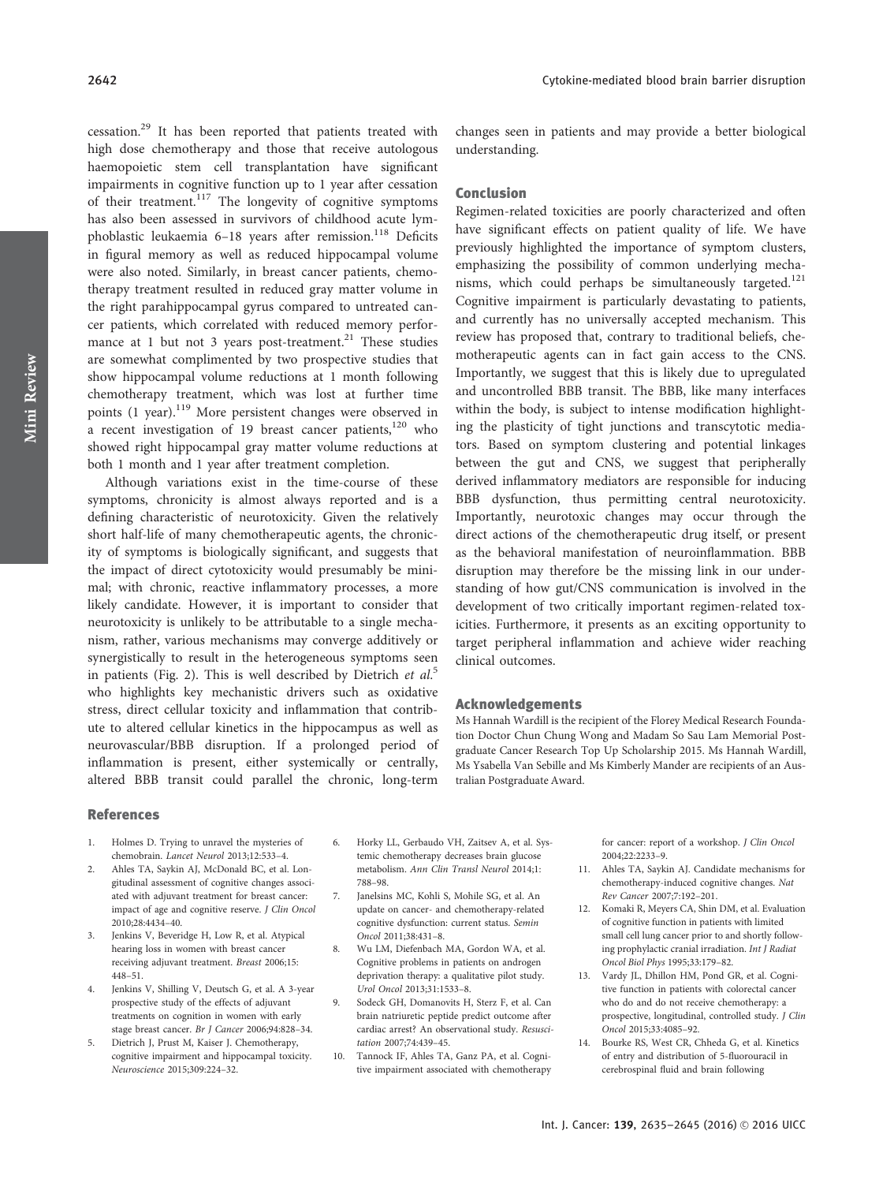cessation.[29] It has been reported that patients treated with high dose chemotherapy and those that receive autologous haemopoietic stem cell transplantation have significant impairments in cognitive function up to 1 year after cessation of their treatment.[117] The longevity of cognitive symptoms has also been assessed in survivors of childhood acute lymphoblastic leukaemia 6–18 years after remission.[118] Deficits in figural memory as well as reduced hippocampal volume were also noted. Similarly, in breast cancer patients, chemotherapy treatment resulted in reduced gray matter volume in the right parahippocampal gyrus compared to untreated cancer patients, which correlated with reduced memory performance at 1 but not 3 years post-treatment.[21] These studies are somewhat complimented by two prospective studies that show hippocampal volume reductions at 1 month following chemotherapy treatment, which was lost at further time points (1 year).[119] More persistent changes were observed in a recent investigation of 19 breast cancer patients,[120] who showed right hippocampal gray matter volume reductions at both 1 month and 1 year after treatment completion.

Although variations exist in the time-course of these symptoms, chronicity is almost always reported and is a defining characteristic of neurotoxicity. Given the relatively short half-life of many chemotherapeutic agents, the chronicity of symptoms is biologically significant, and suggests that the impact of direct cytotoxicity would presumably be minimal; with chronic, reactive inflammatory processes, a more likely candidate. However, it is important to consider that neurotoxicity is unlikely to be attributable to a single mechanism, rather, various mechanisms may converge additively or synergistically to result in the heterogeneous symptoms seen in patients (Fig. 2). This is well described by Dietrich *et al.*[5] who highlights key mechanistic drivers such as oxidative stress, direct cellular toxicity and inflammation that contribute to altered cellular kinetics in the hippocampus as well as neurovascular/BBB disruption. If a prolonged period of inflammation is present, either systemically or centrally, altered BBB transit could parallel the chronic, long-term changes seen in patients and may provide a better biological understanding.

## Conclusion

Regimen-related toxicities are poorly characterized and often have significant effects on patient quality of life. We have previously highlighted the importance of symptom clusters, emphasizing the possibility of common underlying mechanisms, which could perhaps be simultaneously targeted.[121] Cognitive impairment is particularly devastating to patients, and currently has no universally accepted mechanism. This review has proposed that, contrary to traditional beliefs, chemotherapeutic agents can in fact gain access to the CNS. Importantly, we suggest that this is likely due to upregulated and uncontrolled BBB transit. The BBB, like many interfaces within the body, is subject to intense modification highlighting the plasticity of tight junctions and transcytotic mediators. Based on symptom clustering and potential linkages between the gut and CNS, we suggest that peripherally derived inflammatory mediators are responsible for inducing BBB dysfunction, thus permitting central neurotoxicity. Importantly, neurotoxic changes may occur through the direct actions of the chemotherapeutic drug itself, or present as the behavioral manifestation of neuroinflammation. BBB disruption may therefore be the missing link in our understanding of how gut/CNS communication is involved in the development of two critically important regimen-related toxicities. Furthermore, it presents as an exciting opportunity to target peripheral inflammation and achieve wider reaching clinical outcomes.

## Acknowledgements

Ms Hannah Wardill is the recipient of the Florey Medical Research Foundation Doctor Chun Chung Wong and Madam So Sau Lam Memorial Postgraduate Cancer Research Top Up Scholarship 2015. Ms Hannah Wardill, Ms Ysabella Van Sebille and Ms Kimberly Mander are recipients of an Australian Postgraduate Award.

## References

1. Holmes D. Trying to unravel the mysteries of chemobrain. *Lancet Neurol* 2013;12:533–4.
2. Ahles TA, Saykin AJ, McDonald BC, et al. Longitudinal assessment of cognitive changes associated with adjuvant treatment for breast cancer: impact of age and cognitive reserve. *J Clin Oncol* 2010;28:4434–40.
3. Jenkins V, Beveridge H, Low R, et al. Atypical hearing loss in women with breast cancer receiving adjuvant treatment. *Breast* 2006;15:448–51.
4. Jenkins V, Shilling V, Deutsch G, et al. A 3-year prospective study of the effects of adjuvant treatments on cognition in women with early stage breast cancer. *Br J Cancer* 2006;94:828–34.
5. Dietrich J, Prust M, Kaiser J. Chemotherapy, cognitive impairment and hippocampal toxicity. *Neuroscience* 2015;309:224–32.
6. Horky LL, Gerbaudo VH, Zaitsev A, et al. Systemic chemotherapy decreases brain glucose metabolism. *Ann Clin Transl Neurol* 2014;1:788–98.
7. Janelsins MC, Kohli S, Mohile SG, et al. An update on cancer- and chemotherapy-related cognitive dysfunction: current status. *Semin Oncol* 2011;38:431–8.
8. Wu LM, Diefenbach MA, Gordon WA, et al. Cognitive problems in patients on androgen deprivation therapy: a qualitative pilot study. *Urol Oncol* 2013;31:1533–8.
9. Sodeck GH, Domanovits H, Sterz F, et al. Can brain natriuretic peptide predict outcome after cardiac arrest? An observational study. *Resuscitation* 2007;74:439–45.
10. Tannock IF, Ahles TA, Ganz PA, et al. Cognitive impairment associated with chemotherapy for cancer: report of a workshop. *J Clin Oncol* 2004;22:2233–9.
11. Ahles TA, Saykin AJ. Candidate mechanisms for chemotherapy-induced cognitive changes. *Nat Rev Cancer* 2007;7:192–201.
12. Komaki R, Meyers CA, Shin DM, et al. Evaluation of cognitive function in patients with limited small cell lung cancer prior to and shortly following prophylactic cranial irradiation. *Int J Radiat Oncol Biol Phys* 1995;33:179–82.
13. Vardy JL, Dhillon HM, Pond GR, et al. Cognitive function in patients with colorectal cancer who do and do not receive chemotherapy: a prospective, longitudinal, controlled study. *J Clin Oncol* 2015;33:4085–92.
14. Bourke RS, West CR, Chheda G, et al. Kinetics of entry and distribution of 5-fluorouracil in cerebrospinal fluid and brain following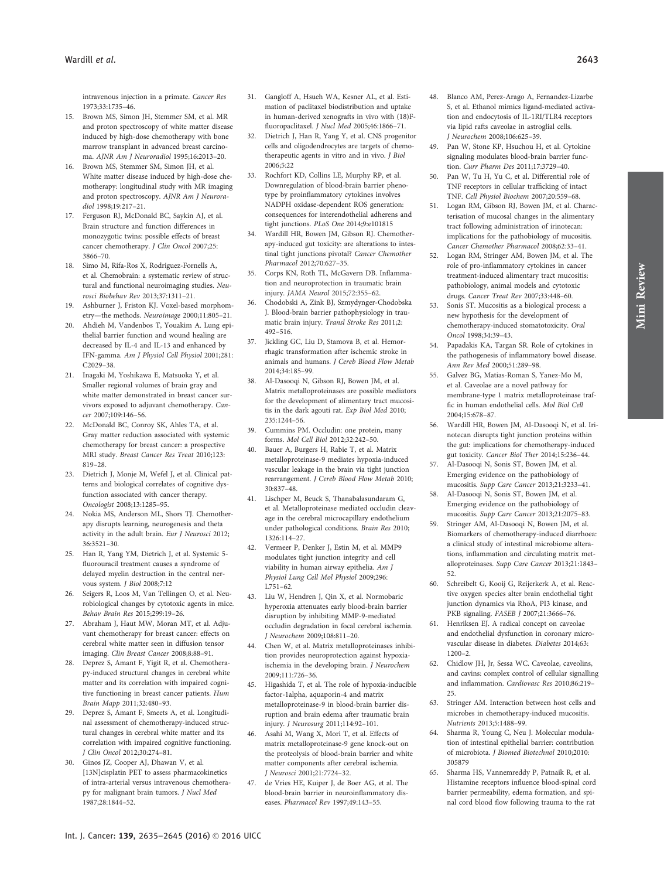intravenous injection in a primate. Cancer Res 1973;33:1735–46.

15. Brown MS, Simon JH, Stemmer SM, et al. MR and proton spectroscopy of white matter disease induced by high-dose chemotherapy with bone marrow transplant in advanced breast carcinoma. AJNR Am J Neuroradiol 1995;16:2013–20.
16. Brown MS, Stemmer SM, Simon JH, et al. White matter disease induced by high-dose chemotherapy: longitudinal study with MR imaging and proton spectroscopy. AJNR Am J Neuroradiol 1998;19:217–21.
17. Ferguson RJ, McDonald BC, Saykin AJ, et al. Brain structure and function differences in monozygotic twins: possible effects of breast cancer chemotherapy. J Clin Oncol 2007;25: 3866–70.
18. Simo M, Rifa-Ros X, Rodriguez-Fornells A, et al. Chemobrain: a systematic review of structural and functional neuroimaging studies. Neurosci Biobehav Rev 2013;37:1311–21.
19. Ashburner J, Friston KJ. Voxel-based morphometry—the methods. Neuroimage 2000;11:805–21.
20. Ahdieh M, Vandenbos T, Youakim A. Lung epithelial barrier function and wound healing are decreased by IL-4 and IL-13 and enhanced by IFN-gamma. Am J Physiol Cell Physiol 2001;281: C2029–38.
21. Inagaki M, Yoshikawa E, Matsuoka Y, et al. Smaller regional volumes of brain gray and white matter demonstrated in breast cancer survivors exposed to adjuvant chemotherapy. Cancer 2007;109:146–56.
22. McDonald BC, Conroy SK, Ahles TA, et al. Gray matter reduction associated with systemic chemotherapy for breast cancer: a prospective MRI study. Breast Cancer Res Treat 2010;123: 819–28.
23. Dietrich J, Monje M, Wefel J, et al. Clinical patterns and biological correlates of cognitive dysfunction associated with cancer therapy. Oncologist 2008;13:1285–95.
24. Nokia MS, Anderson ML, Shors TJ. Chemotherapy disrupts learning, neurogenesis and theta activity in the adult brain. Eur J Neurosci 2012; 36:3521–30.
25. Han R, Yang YM, Dietrich J, et al. Systemic 5-fluorouracil treatment causes a syndrome of delayed myelin destruction in the central nervous system. J Biol 2008;7:12
26. Seigers R, Loos M, Van Tellingen O, et al. Neurobiological changes by cytotoxic agents in mice. Behav Brain Res 2015;299:19–26.
27. Abraham J, Haut MW, Moran MT, et al. Adjuvant chemotherapy for breast cancer: effects on cerebral white matter seen in diffusion tensor imaging. Clin Breast Cancer 2008;8:88–91.
28. Deprez S, Amant F, Yigit R, et al. Chemotherapy-induced structural changes in cerebral white matter and its correlation with impaired cognitive functioning in breast cancer patients. Hum Brain Mapp 2011;32:480–93.
29. Deprez S, Amant F, Smeets A, et al. Longitudinal assessment of chemotherapy-induced structural changes in cerebral white matter and its correlation with impaired cognitive functioning. J Clin Oncol 2012;30:274–81.
30. Ginos JZ, Cooper AJ, Dhawan V, et al. [13N]cisplatin PET to assess pharmacokinetics of intra-arterial versus intravenous chemotherapy for malignant brain tumors. J Nucl Med 1987;28:1844–52.
31. Gangloff A, Hsueh WA, Kesner AL, et al. Estimation of paclitaxel biodistribution and uptake in human-derived xenografts in vivo with (18)F-fluoropaclitaxel. J Nucl Med 2005;46:1866–71.
32. Dietrich J, Han R, Yang Y, et al. CNS progenitor cells and oligodendrocytes are targets of chemotherapeutic agents in vitro and in vivo. J Biol 2006;5:22
33. Rochfort KD, Collins LE, Murphy RP, et al. Downregulation of blood-brain barrier phenotype by proinflammatory cytokines involves NADPH oxidase-dependent ROS generation: consequences for interendothelial adherens and tight junctions. PLoS One 2014;9:e101815
34. Wardill HR, Bowen JM, Gibson RJ. Chemotherapy-induced gut toxicity: are alterations to intestinal tight junctions pivotal? Cancer Chemother Pharmacol 2012;70:627–35.
35. Corps KN, Roth TL, McGavern DB. Inflammation and neuroprotection in traumatic brain injury. JAMA Neurol 2015;72:355–62.
36. Chodobski A, Zink BJ, Szmydynger-Chodobska J. Blood-brain barrier pathophysiology in traumatic brain injury. Transl Stroke Res 2011;2: 492–516.
37. Jickling GC, Liu D, Stamova B, et al. Hemorrhagic transformation after ischemic stroke in animals and humans. J Cereb Blood Flow Metab 2014;34:185–99.
38. Al-Dasooqi N, Gibson RJ, Bowen JM, et al. Matrix metalloproteinases are possible mediators for the development of alimentary tract mucositis in the dark agouti rat. Exp Biol Med 2010; 235:1244–56.
39. Cummins PM. Occludin: one protein, many forms. Mol Cell Biol 2012;32:242–50.
40. Bauer A, Burgers H, Rabie T, et al. Matrix metalloproteinase-9 mediates hypoxia-induced vascular leakage in the brain via tight junction rearrangement. J Cereb Blood Flow Metab 2010; 30:837–48.
41. Lischper M, Beuck S, Thanabalasundaram G, et al. Metalloproteinase mediated occludin cleavage in the cerebral microcapillary endothelium under pathological conditions. Brain Res 2010; 1326:114–27.
42. Vermeer P, Denker J, Estin M, et al. MMP9 modulates tight junction integrity and cell viability in human airway epithelia. Am J Physiol Lung Cell Mol Physiol 2009;296: L751–62.
43. Liu W, Hendren J, Qin X, et al. Normobaric hyperoxia attenuates early blood-brain barrier disruption by inhibiting MMP-9-mediated occludin degradation in focal cerebral ischemia. J Neurochem 2009;108:811–20.
44. Chen W, et al. Matrix metalloproteinases inhibition provides neuroprotection against hypoxia-ischemia in the developing brain. J Neurochem 2009;111:726–36.
45. Higashida T, et al. The role of hypoxia-inducible factor-1alpha, aquaporin-4 and matrix metalloproteinase-9 in blood-brain barrier disruption and brain edema after traumatic brain injury. J Neurosurg 2011;114:92–101.
46. Asahi M, Wang X, Mori T, et al. Effects of matrix metalloproteinase-9 gene knock-out on the proteolysis of blood-brain barrier and white matter components after cerebral ischemia. J Neurosci 2001;21:7724–32.
47. de Vries HE, Kuiper J, de Boer AG, et al. The blood-brain barrier in neuroinflammatory diseases. Pharmacol Rev 1997;49:143–55.
48. Blanco AM, Perez-Arago A, Fernandez-Lizarbe S, et al. Ethanol mimics ligand-mediated activation and endocytosis of IL-1RI/TLR4 receptors via lipid rafts caveolae in astroglial cells. J Neurochem 2008;106:625–39.
49. Pan W, Stone KP, Hsuchou H, et al. Cytokine signaling modulates blood-brain barrier function. Curr Pharm Des 2011;17:3729–40.
50. Pan W, Tu H, Yu C, et al. Differential role of TNF receptors in cellular trafficking of intact TNF. Cell Physiol Biochem 2007;20:559–68.
51. Logan RM, Gibson RJ, Bowen JM, et al. Characterisation of mucosal changes in the alimentary tract following administration of irinotecan: implications for the pathobiology of mucositis. Cancer Chemother Pharmacol 2008;62:33–41.
52. Logan RM, Stringer AM, Bowen JM, et al. The role of pro-inflammatory cytokines in cancer treatment-induced alimentary tract mucositis: pathobiology, animal models and cytotoxic drugs. Cancer Treat Rev 2007;33:448–60.
53. Sonis ST. Mucositis as a biological process: a new hypothesis for the development of chemotherapy-induced stomatotoxicity. Oral Oncol 1998;34:39–43.
54. Papadakis KA, Targan SR. Role of cytokines in the pathogenesis of inflammatory bowel disease. Ann Rev Med 2000;51:289–98.
55. Galvez BG, Matias-Roman S, Yanez-Mo M, et al. Caveolae are a novel pathway for membrane-type 1 matrix metalloproteinase traffic in human endothelial cells. Mol Biol Cell 2004;15:678–87.
56. Wardill HR, Bowen JM, Al-Dasooqi N, et al. Irinotecan disrupts tight junction proteins within the gut: implications for chemotherapy-induced gut toxicity. Cancer Biol Ther 2014;15:236–44.
57. Al-Dasooqi N, Sonis ST, Bowen JM, et al. Emerging evidence on the pathobiology of mucositis. Supp Care Cancer 2013;21:3233–41.
58. Al-Dasooqi N, Sonis ST, Bowen JM, et al. Emerging evidence on the pathobiology of mucositis. Supp Care Cancer 2013;21:2075–83.
59. Stringer AM, Al-Dasooqi N, Bowen JM, et al. Biomarkers of chemotherapy-induced diarrhoea: a clinical study of intestinal microbiome alterations, inflammation and circulating matrix metalloproteinases. Supp Care Cancer 2013;21:1843–52.
60. Schreibelt G, Kooij G, Reijerkerk A, et al. Reactive oxygen species alter brain endothelial tight junction dynamics via RhoA, PI3 kinase, and PKB signaling. FASEB J 2007;21:3666–76.
61. Henriksen EJ. A radical concept on caveolae and endothelial dysfunction in coronary microvascular disease in diabetes. Diabetes 2014;63: 1200–2.
62. Chidlow JH, Jr, Sessa WC. Caveolae, caveolins, and cavins: complex control of cellular signalling and inflammation. Cardiovasc Res 2010;86:219–25.
63. Stringer AM. Interaction between host cells and microbes in chemotherapy-induced mucositis. Nutrients 2013;5:1488–99.
64. Sharma R, Young C, Neu J. Molecular modulation of intestinal epithelial barrier: contribution of microbiota. J Biomed Biotechnol 2010;2010: 305879
65. Sharma HS, Vannemreddy P, Patnaik R, et al. Histamine receptors influence blood-spinal cord barrier permeability, edema formation, and spinal cord blood flow following trauma to the rat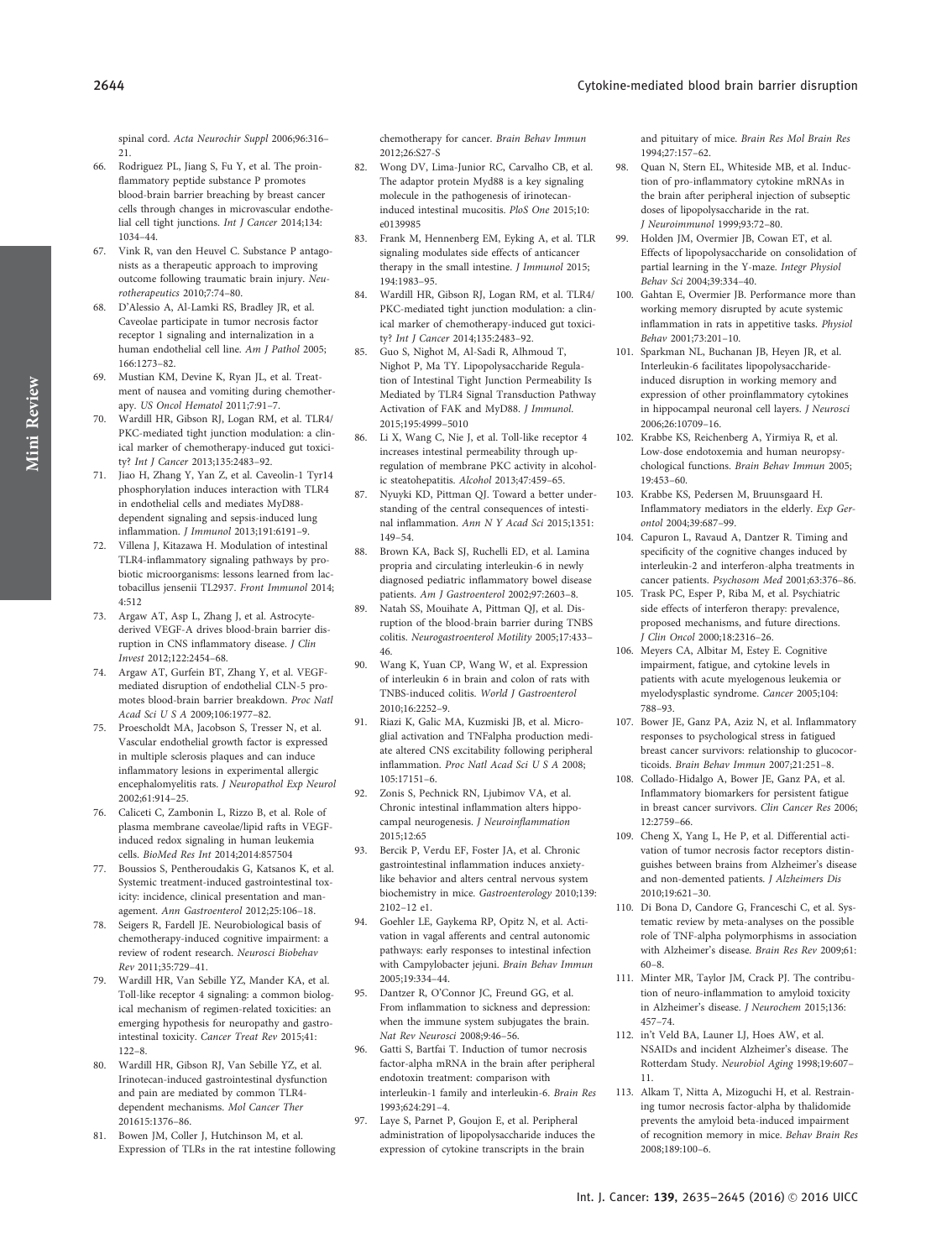spinal cord. *Acta Neurochir Suppl* 2006;96:316–21.

66. Rodriguez PL, Jiang S, Fu Y, et al. The proinflammatory peptide substance P promotes blood-brain barrier breaching by breast cancer cells through changes in microvascular endothelial cell tight junctions. *Int J Cancer* 2014;134:1034–44.
67. Vink R, van den Heuvel C. Substance P antagonists as a therapeutic approach to improving outcome following traumatic brain injury. *Neurotherapeutics* 2010;7:74–80.
68. D'Alessio A, Al-Lamki RS, Bradley JR, et al. Caveolae participate in tumor necrosis factor receptor 1 signaling and internalization in a human endothelial cell line. *Am J Pathol* 2005; 166:1273–82.
69. Mustian KM, Devine K, Ryan JL, et al. Treatment of nausea and vomiting during chemotherapy. *US Oncol Hematol* 2011;7:91–7.
70. Wardill HR, Gibson RJ, Logan RM, et al. TLR4/PKC-mediated tight junction modulation: a clinical marker of chemotherapy-induced gut toxicity? *Int J Cancer* 2013;135:2483–92.
71. Jiao H, Zhang Y, Yan Z, et al. Caveolin-1 Tyr14 phosphorylation induces interaction with TLR4 in endothelial cells and mediates MyD88-dependent signaling and sepsis-induced lung inflammation. *J Immunol* 2013;191:6191–9.
72. Villena J, Kitazawa H. Modulation of intestinal TLR4-inflammatory signaling pathways by probiotic microorganisms: lessons learned from lactobacillus jensenii TL2937. *Front Immunol* 2014; 4:512
73. Argaw AT, Asp L, Zhang J, et al. Astrocyte-derived VEGF-A drives blood-brain barrier disruption in CNS inflammatory disease. *J Clin Invest* 2012;122:2454–68.
74. Argaw AT, Gurfein BT, Zhang Y, et al. VEGF-mediated disruption of endothelial CLN-5 promotes blood-brain barrier breakdown. *Proc Natl Acad Sci U S A* 2009;106:1977–82.
75. Proescholdt MA, Jacobson S, Tresser N, et al. Vascular endothelial growth factor is expressed in multiple sclerosis plaques and can induce inflammatory lesions in experimental allergic encephalomyelitis rats. *J Neuropathol Exp Neurol* 2002;61:914–25.
76. Caliceti C, Zambonin L, Rizzo B, et al. Role of plasma membrane caveolae/lipid rafts in VEGF-induced redox signaling in human leukemia cells. *BioMed Res Int* 2014;2014:857504
77. Boussios S, Pentheroudakis G, Katsanos K, et al. Systemic treatment-induced gastrointestinal toxicity: incidence, clinical presentation and management. *Ann Gastroenterol* 2012;25:106–18.
78. Seigers R, Fardell JE. Neurobiological basis of chemotherapy-induced cognitive impairment: a review of rodent research. *Neurosci Biobehav Rev* 2011;35:729–41.
79. Wardill HR, Van Sebille YZ, Mander KA, et al. Toll-like receptor 4 signaling: a common biological mechanism of regimen-related toxicities: an emerging hypothesis for neuropathy and gastrointestinal toxicity. *Cancer Treat Rev* 2015;41: 122–8.
80. Wardill HR, Gibson RJ, Van Sebille YZ, et al. Irinotecan-induced gastrointestinal dysfunction and pain are mediated by common TLR4-dependent mechanisms. *Mol Cancer Ther* 201615:1376–86.
81. Bowen JM, Coller J, Hutchinson M, et al. Expression of TLRs in the rat intestine following chemotherapy for cancer. *Brain Behav Immun* 2012;26:S27-S
82. Wong DV, Lima-Junior RC, Carvalho CB, et al. The adaptor protein Myd88 is a key signaling molecule in the pathogenesis of irinotecan-induced intestinal mucositis. *PloS One* 2015;10: e0139985
83. Frank M, Hennenberg EM, Eyking A, et al. TLR signaling modulates side effects of anticancer therapy in the small intestine. *J Immunol* 2015; 194:1983–95.
84. Wardill HR, Gibson RJ, Logan RM, et al. TLR4/PKC-mediated tight junction modulation: a clinical marker of chemotherapy-induced gut toxicity? *Int J Cancer* 2014;135:2483–92.
85. Guo S, Nighot M, Al-Sadi R, Alhmoud T, Nighot P, Ma TY. Lipopolysaccharide Regulation of Intestinal Tight Junction Permeability Is Mediated by TLR4 Signal Transduction Pathway Activation of FAK and MyD88. *J Immunol*. 2015;195:4999–5010
86. Li X, Wang C, Nie J, et al. Toll-like receptor 4 increases intestinal permeability through up-regulation of membrane PKC activity in alcoholic steatohepatitis. *Alcohol* 2013;47:459–65.
87. Nyuyki KD, Pittman QJ. Toward a better understanding of the central consequences of intestinal inflammation. *Ann N Y Acad Sci* 2015;1351: 149–54.
88. Brown KA, Back SJ, Ruchelli ED, et al. Lamina propria and circulating interleukin-6 in newly diagnosed pediatric inflammatory bowel disease patients. *Am J Gastroenterol* 2002;97:2603–8.
89. Natah SS, Mouihate A, Pittman QJ, et al. Disruption of the blood-brain barrier during TNBS colitis. *Neurogastroenterol Motility* 2005;17:433–46.
90. Wang K, Yuan CP, Wang W, et al. Expression of interleukin 6 in brain and colon of rats with TNBS-induced colitis. *World J Gastroenterol* 2010;16:2252–9.
91. Riazi K, Galic MA, Kuzmiski JB, et al. Microglial activation and TNFalpha production mediate altered CNS excitability following peripheral inflammation. *Proc Natl Acad Sci U S A* 2008; 105:17151–6.
92. Zonis S, Pechnick RN, Ljubimov VA, et al. Chronic intestinal inflammation alters hippocampal neurogenesis. *J Neuroinflammation* 2015;12:65
93. Bercik P, Verdu EF, Foster JA, et al. Chronic gastrointestinal inflammation induces anxiety-like behavior and alters central nervous system biochemistry in mice. *Gastroenterology* 2010;139: 2102–12 e1.
94. Goehler LE, Gaykema RP, Opitz N, et al. Activation in vagal afferents and central autonomic pathways: early responses to intestinal infection with Campylobacter jejuni. *Brain Behav Immun* 2005;19:334–44.
95. Dantzer R, O'Connor JC, Freund GG, et al. From inflammation to sickness and depression: when the immune system subjugates the brain. *Nat Rev Neurosci* 2008;9:46–56.
96. Gatti S, Bartfai T. Induction of tumor necrosis factor-alpha mRNA in the brain after peripheral endotoxin treatment: comparison with interleukin-1 family and interleukin-6. *Brain Res* 1993;624:291–4.
97. Laye S, Parnet P, Goujon E, et al. Peripheral administration of lipopolysaccharide induces the expression of cytokine transcripts in the brain and pituitary of mice. *Brain Res Mol Brain Res* 1994;27:157–62.
98. Quan N, Stern EL, Whiteside MB, et al. Induction of pro-inflammatory cytokine mRNAs in the brain after peripheral injection of subseptic doses of lipopolysaccharide in the rat. *J Neuroimmunol* 1999;93:72–80.
99. Holden JM, Overmier JB, Cowan ET, et al. Effects of lipopolysaccharide on consolidation of partial learning in the Y-maze. *Integr Physiol Behav Sci* 2004;39:334–40.
100. Gahtan E, Overmier JB. Performance more than working memory disrupted by acute systemic inflammation in rats in appetitive tasks. *Physiol Behav* 2001;73:201–10.
101. Sparkman NL, Buchanan JB, Heyen JR, et al. Interleukin-6 facilitates lipopolysaccharide-induced disruption in working memory and expression of other proinflammatory cytokines in hippocampal neuronal cell layers. *J Neurosci* 2006;26:10709–16.
102. Krabbe KS, Reichenberg A, Yirmiya R, et al. Low-dose endotoxemia and human neuropsychological functions. *Brain Behav Immun* 2005; 19:453–60.
103. Krabbe KS, Pedersen M, Bruunsgaard H. Inflammatory mediators in the elderly. *Exp Gerontol* 2004;39:687–99.
104. Capuron L, Ravaud A, Dantzer R. Timing and specificity of the cognitive changes induced by interleukin-2 and interferon-alpha treatments in cancer patients. *Psychosom Med* 2001;63:376–86.
105. Trask PC, Esper P, Riba M, et al. Psychiatric side effects of interferon therapy: prevalence, proposed mechanisms, and future directions. *J Clin Oncol* 2000;18:2316–26.
106. Meyers CA, Albitar M, Estey E. Cognitive impairment, fatigue, and cytokine levels in patients with acute myelogenous leukemia or myelodysplastic syndrome. *Cancer* 2005;104: 788–93.
107. Bower JE, Ganz PA, Aziz N, et al. Inflammatory responses to psychological stress in fatigued breast cancer survivors: relationship to glucocorticoids. *Brain Behav Immun* 2007;21:251–8.
108. Collado-Hidalgo A, Bower JE, Ganz PA, et al. Inflammatory biomarkers for persistent fatigue in breast cancer survivors. *Clin Cancer Res* 2006; 12:2759–66.
109. Cheng X, Yang L, He P, et al. Differential activation of tumor necrosis factor receptors distinguishes between brains from Alzheimer's disease and non-demented patients. *J Alzheimers Dis* 2010;19:621–30.
110. Di Bona D, Candore G, Franceschi C, et al. Systematic review by meta-analyses on the possible role of TNF-alpha polymorphisms in association with Alzheimer's disease. *Brain Res Rev* 2009;61: 60–8.
111. Minter MR, Taylor JM, Crack PJ. The contribution of neuro-inflammation to amyloid toxicity in Alzheimer's disease. *J Neurochem* 2015;136: 457–74.
112. in't Veld BA, Launer LJ, Hoes AW, et al. NSAIDs and incident Alzheimer's disease. The Rotterdam Study. *Neurobiol Aging* 1998;19:607–11.
113. Alkam T, Nitta A, Mizoguchi H, et al. Restraining tumor necrosis factor-alpha by thalidomide prevents the amyloid beta-induced impairment of recognition memory in mice. *Behav Brain Res* 2008;189:100–6.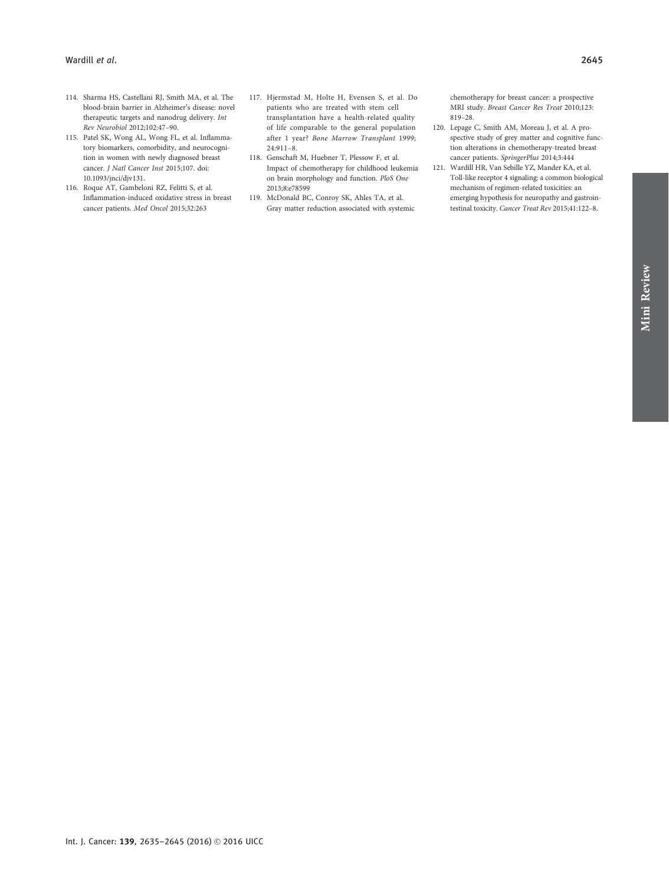114. Sharma HS, Castellani RJ, Smith MA, et al. The blood-brain barrier in Alzheimer's disease: novel therapeutic targets and nanodrug delivery. *Int Rev Neurobiol* 2012;102:47–90.
115. Patel SK, Wong AL, Wong FL, et al. Inflammatory biomarkers, comorbidity, and neurocognition in women with newly diagnosed breast cancer. *J Natl Cancer Inst* 2015;107. doi: 10.1093/jnci/djv131.
116. Roque AT, Gambeloni RZ, Felitti S, et al. Inflammation-induced oxidative stress in breast cancer patients. *Med Oncol* 2015;32:263
117. Hjermstad M, Holte H, Evensen S, et al. Do patients who are treated with stem cell transplantation have a health-related quality of life comparable to the general population after 1 year? *Bone Marrow Transplant* 1999; 24:911–8.
118. Genschaft M, Huebner T, Plessow F, et al. Impact of chemotherapy for childhood leukemia on brain morphology and function. *PloS One* 2013;8:e78599
119. McDonald BC, Conroy SK, Ahles TA, et al. Gray matter reduction associated with systemic chemotherapy for breast cancer: a prospective MRI study. *Breast Cancer Res Treat* 2010;123: 819–28.
120. Lepage C, Smith AM, Moreau J, et al. A prospective study of grey matter and cognitive function alterations in chemotherapy-treated breast cancer patients. *SpringerPlus* 2014;3:444
121. Wardill HR, Van Sebille YZ, Mander KA, et al. Toll-like receptor 4 signaling: a common biological mechanism of regimen-related toxicities: an emerging hypothesis for neuropathy and gastrointestinal toxicity. *Cancer Treat Rev* 2015;41:122–8.